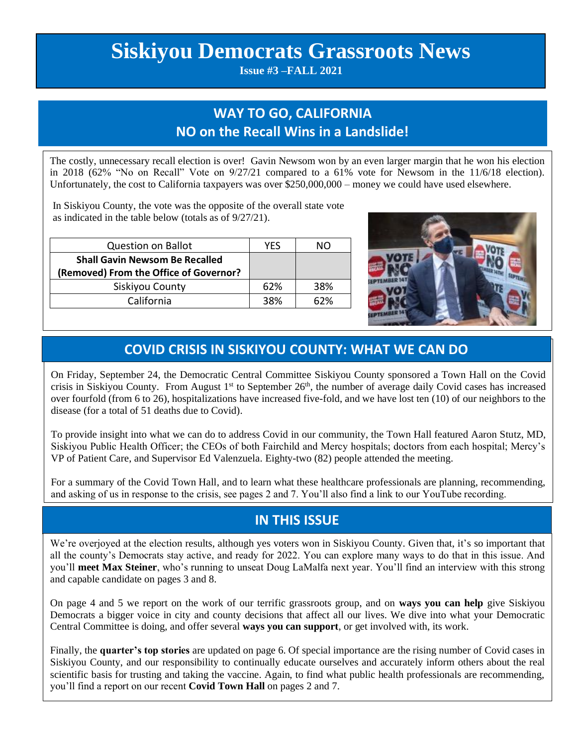# Siskiyou Democrats Grassroots News

**Issue #3 –FALL 2021**

## WAY TO GO, CALIFORNIA
## NO on the Recall Wins in a Landslide!

The costly, unnecessary recall election is over! Gavin Newsom won by an even larger margin that he won his election in 2018 (62% "No on Recall" Vote on 9/27/21 compared to a 61% vote for Newsom in the 11/6/18 election). Unfortunately, the cost to California taxpayers was over $250,000,000 – money we could have used elsewhere.

In Siskiyou County, the vote was the opposite of the overall state vote as indicated in the table below (totals as of 9/27/21).

| Question on Ballot | YES | NO |
|---|---|---|
| **Shall Gavin Newsom Be Recalled (Removed) From the Office of Governor?** | | |
| Siskiyou County | 62% | 38% |
| California | 38% | 62% |

## COVID CRISIS IN SISKIYOU COUNTY: WHAT WE CAN DO

On Friday, September 24, the Democratic Central Committee Siskiyou County sponsored a Town Hall on the Covid crisis in Siskiyou County. From August 1st to September 26th, the number of average daily Covid cases has increased over fourfold (from 6 to 26), hospitalizations have increased five-fold, and we have lost ten (10) of our neighbors to the disease (for a total of 51 deaths due to Covid).

To provide insight into what we can do to address Covid in our community, the Town Hall featured Aaron Stutz, MD, Siskiyou Public Health Officer; the CEOs of both Fairchild and Mercy hospitals; doctors from each hospital; Mercy's VP of Patient Care, and Supervisor Ed Valenzuela. Eighty-two (82) people attended the meeting.

For a summary of the Covid Town Hall, and to learn what these healthcare professionals are planning, recommending, and asking of us in response to the crisis, see pages 2 and 7. You'll also find a link to our YouTube recording.

## IN THIS ISSUE

We're overjoyed at the election results, although yes voters won in Siskiyou County. Given that, it's so important that all the county's Democrats stay active, and ready for 2022. You can explore many ways to do that in this issue. And you'll **meet Max Steiner**, who's running to unseat Doug LaMalfa next year. You'll find an interview with this strong and capable candidate on pages 3 and 8.

On page 4 and 5 we report on the work of our terrific grassroots group, and on **ways you can help** give Siskiyou Democrats a bigger voice in city and county decisions that affect all our lives. We dive into what your Democratic Central Committee is doing, and offer several **ways you can support**, or get involved with, its work.

Finally, the **quarter's top stories** are updated on page 6. Of special importance are the rising number of Covid cases in Siskiyou County, and our responsibility to continually educate ourselves and accurately inform others about the real scientific basis for trusting and taking the vaccine. Again, to find what public health professionals are recommending, you'll find a report on our recent **Covid Town Hall** on pages 2 and 7.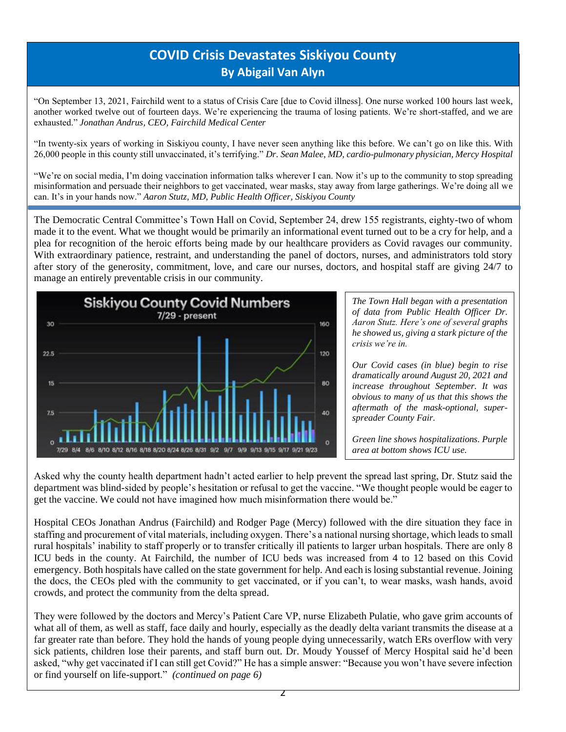# COVID Crisis Devastates Siskiyou County

## By Abigail Van Alyn

"On September 13, 2021, Fairchild went to a status of Crisis Care [due to Covid illness]. One nurse worked 100 hours last week, another worked twelve out of fourteen days. We're experiencing the trauma of losing patients. We're short-staffed, and we are exhausted." *Jonathan Andrus, CEO, Fairchild Medical Center*

"In twenty-six years of working in Siskiyou county, I have never seen anything like this before. We can't go on like this. With 26,000 people in this county still unvaccinated, it's terrifying." *Dr. Sean Malee, MD, cardio-pulmonary physician, Mercy Hospital*

"We're on social media, I'm doing vaccination information talks wherever I can. Now it's up to the community to stop spreading misinformation and persuade their neighbors to get vaccinated, wear masks, stay away from large gatherings. We're doing all we can. It's in your hands now." *Aaron Stutz, MD, Public Health Officer, Siskiyou County*

---

The Democratic Central Committee's Town Hall on Covid, September 24, drew 155 registrants, eighty-two of whom made it to the event. What we thought would be primarily an informational event turned out to be a cry for help, and a plea for recognition of the heroic efforts being made by our healthcare providers as Covid ravages our community. With extraordinary patience, restraint, and understanding the panel of doctors, nurses, and administrators told story after story of the generosity, commitment, love, and care our nurses, doctors, and hospital staff are giving 24/7 to manage an entirely preventable crisis in our community.

**Siskiyou County Covid Numbers**
7/29 - present

*The Town Hall began with a presentation of data from Public Health Officer Dr. Aaron Stutz. Here's one of several graphs he showed us, giving a stark picture of the crisis we're in.*

*Our Covid cases (in blue) begin to rise dramatically around August 20, 2021 and increase throughout September. It was obvious to many of us that this shows the aftermath of the mask-optional, super-spreader County Fair.*

*Green line shows hospitalizations. Purple area at bottom shows ICU use.*

Asked why the county health department hadn't acted earlier to help prevent the spread last spring, Dr. Stutz said the department was blind-sided by people's hesitation or refusal to get the vaccine. "We thought people would be eager to get the vaccine. We could not have imagined how much misinformation there would be."

Hospital CEOs Jonathan Andrus (Fairchild) and Rodger Page (Mercy) followed with the dire situation they face in staffing and procurement of vital materials, including oxygen. There's a national nursing shortage, which leads to small rural hospitals' inability to staff properly or to transfer critically ill patients to larger urban hospitals. There are only 8 ICU beds in the county. At Fairchild, the number of ICU beds was increased from 4 to 12 based on this Covid emergency. Both hospitals have called on the state government for help. And each is losing substantial revenue. Joining the docs, the CEOs pled with the community to get vaccinated, or if you can't, to wear masks, wash hands, avoid crowds, and protect the community from the delta spread.

They were followed by the doctors and Mercy's Patient Care VP, nurse Elizabeth Pulatie, who gave grim accounts of what all of them, as well as staff, face daily and hourly, especially as the deadly delta variant transmits the disease at a far greater rate than before. They hold the hands of young people dying unnecessarily, watch ERs overflow with very sick patients, children lose their parents, and staff burn out. Dr. Moudy Youssef of Mercy Hospital said he'd been asked, "why get vaccinated if I can still get Covid?" He has a simple answer: "Because you won't have severe infection or find yourself on life-support." *(continued on page 6)*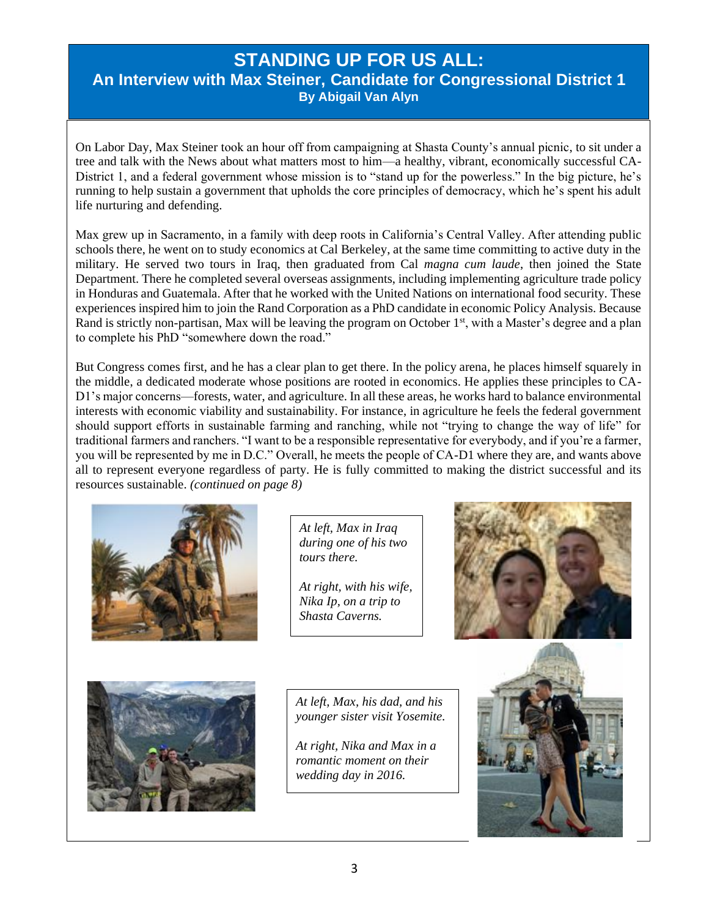# STANDING UP FOR US ALL:

## An Interview with Max Steiner, Candidate for Congressional District 1

**By Abigail Van Alyn**

On Labor Day, Max Steiner took an hour off from campaigning at Shasta County's annual picnic, to sit under a tree and talk with the News about what matters most to him—a healthy, vibrant, economically successful CA-District 1, and a federal government whose mission is to "stand up for the powerless." In the big picture, he's running to help sustain a government that upholds the core principles of democracy, which he's spent his adult life nurturing and defending.

Max grew up in Sacramento, in a family with deep roots in California's Central Valley. After attending public schools there, he went on to study economics at Cal Berkeley, at the same time committing to active duty in the military. He served two tours in Iraq, then graduated from Cal *magna cum laude*, then joined the State Department. There he completed several overseas assignments, including implementing agriculture trade policy in Honduras and Guatemala. After that he worked with the United Nations on international food security. These experiences inspired him to join the Rand Corporation as a PhD candidate in economic Policy Analysis. Because Rand is strictly non-partisan, Max will be leaving the program on October 1st, with a Master's degree and a plan to complete his PhD "somewhere down the road."

But Congress comes first, and he has a clear plan to get there. In the policy arena, he places himself squarely in the middle, a dedicated moderate whose positions are rooted in economics. He applies these principles to CA-D1's major concerns—forests, water, and agriculture. In all these areas, he works hard to balance environmental interests with economic viability and sustainability. For instance, in agriculture he feels the federal government should support efforts in sustainable farming and ranching, while not "trying to change the way of life" for traditional farmers and ranchers. "I want to be a responsible representative for everybody, and if you're a farmer, you will be represented by me in D.C." Overall, he meets the people of CA-D1 where they are, and wants above all to represent everyone regardless of party. He is fully committed to making the district successful and its resources sustainable. *(continued on page 8)*

*At left, Max in Iraq during one of his two tours there.*

*At right, with his wife, Nika Ip, on a trip to Shasta Caverns.*

*At left, Max, his dad, and his younger sister visit Yosemite.*

*At right, Nika and Max in a romantic moment on their wedding day in 2016.*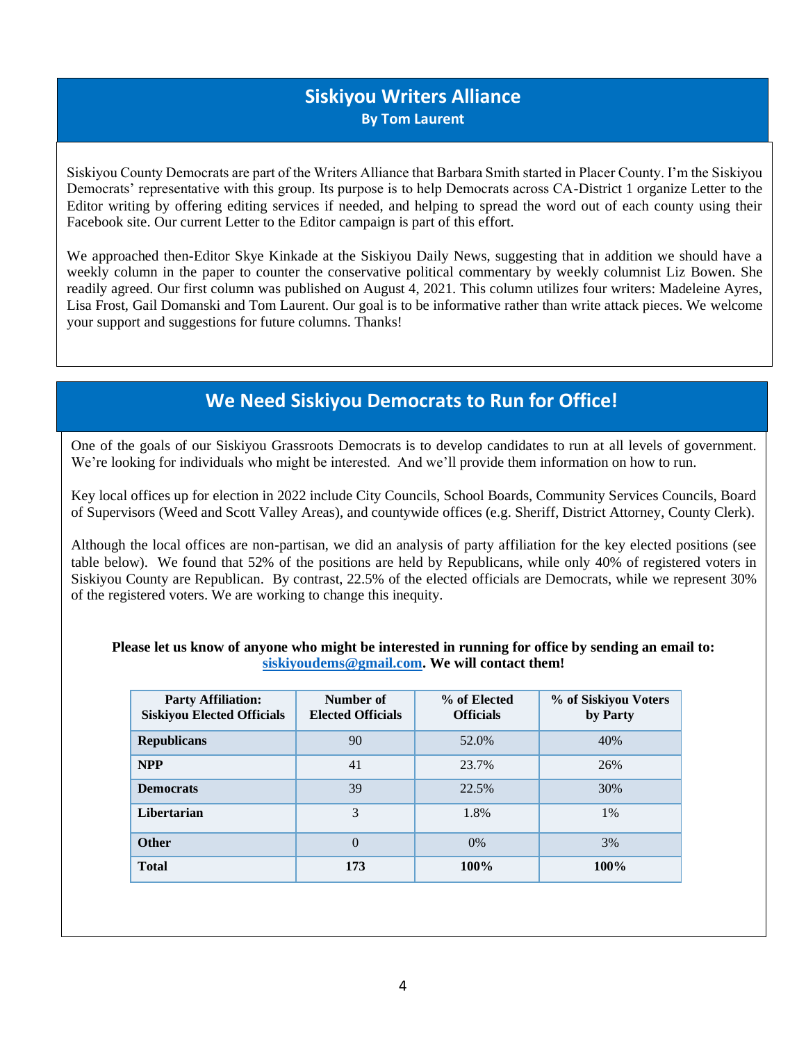## Siskiyou Writers Alliance

**By Tom Laurent**

Siskiyou County Democrats are part of the Writers Alliance that Barbara Smith started in Placer County. I'm the Siskiyou Democrats' representative with this group. Its purpose is to help Democrats across CA-District 1 organize Letter to the Editor writing by offering editing services if needed, and helping to spread the word out of each county using their Facebook site. Our current Letter to the Editor campaign is part of this effort.

We approached then-Editor Skye Kinkade at the Siskiyou Daily News, suggesting that in addition we should have a weekly column in the paper to counter the conservative political commentary by weekly columnist Liz Bowen. She readily agreed. Our first column was published on August 4, 2021. This column utilizes four writers: Madeleine Ayres, Lisa Frost, Gail Domanski and Tom Laurent. Our goal is to be informative rather than write attack pieces. We welcome your support and suggestions for future columns. Thanks!

## We Need Siskiyou Democrats to Run for Office!

One of the goals of our Siskiyou Grassroots Democrats is to develop candidates to run at all levels of government. We're looking for individuals who might be interested. And we'll provide them information on how to run.

Key local offices up for election in 2022 include City Councils, School Boards, Community Services Councils, Board of Supervisors (Weed and Scott Valley Areas), and countywide offices (e.g. Sheriff, District Attorney, County Clerk).

Although the local offices are non-partisan, we did an analysis of party affiliation for the key elected positions (see table below). We found that 52% of the positions are held by Republicans, while only 40% of registered voters in Siskiyou County are Republican. By contrast, 22.5% of the elected officials are Democrats, while we represent 30% of the registered voters. We are working to change this inequity.

**Please let us know of anyone who might be interested in running for office by sending an email to: siskiyoudems@gmail.com. We will contact them!**

| Party Affiliation: Siskiyou Elected Officials | Number of Elected Officials | % of Elected Officials | % of Siskiyou Voters by Party |
|---|---|---|---|
| **Republicans** | 90 | 52.0% | 40% |
| **NPP** | 41 | 23.7% | 26% |
| **Democrats** | 39 | 22.5% | 30% |
| **Libertarian** | 3 | 1.8% | 1% |
| **Other** | 0 | 0% | 3% |
| **Total** | **173** | **100%** | **100%** |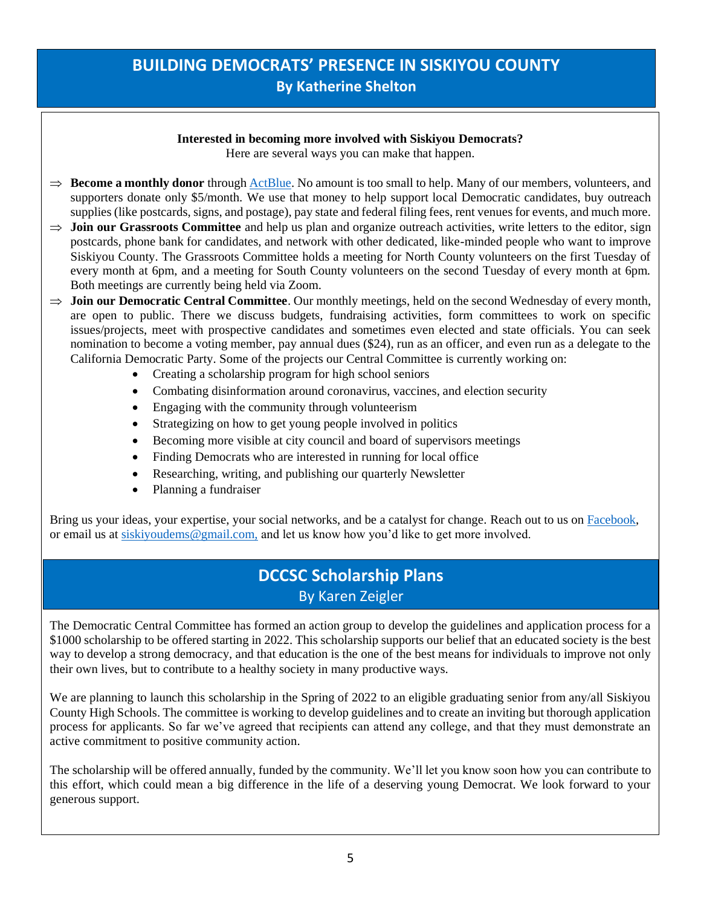## BUILDING DEMOCRATS' PRESENCE IN SISKIYOU COUNTY

**By Katherine Shelton**

**Interested in becoming more involved with Siskiyou Democrats?**

Here are several ways you can make that happen.

⇒ **Become a monthly donor** through ActBlue. No amount is too small to help. Many of our members, volunteers, and supporters donate only $5/month. We use that money to help support local Democratic candidates, buy outreach supplies (like postcards, signs, and postage), pay state and federal filing fees, rent venues for events, and much more.

⇒ **Join our Grassroots Committee** and help us plan and organize outreach activities, write letters to the editor, sign postcards, phone bank for candidates, and network with other dedicated, like-minded people who want to improve Siskiyou County. The Grassroots Committee holds a meeting for North County volunteers on the first Tuesday of every month at 6pm, and a meeting for South County volunteers on the second Tuesday of every month at 6pm. Both meetings are currently being held via Zoom.

⇒ **Join our Democratic Central Committee**. Our monthly meetings, held on the second Wednesday of every month, are open to public. There we discuss budgets, fundraising activities, form committees to work on specific issues/projects, meet with prospective candidates and sometimes even elected and state officials. You can seek nomination to become a voting member, pay annual dues ($24), run as an officer, and even run as a delegate to the California Democratic Party. Some of the projects our Central Committee is currently working on:

- Creating a scholarship program for high school seniors
- Combating disinformation around coronavirus, vaccines, and election security
- Engaging with the community through volunteerism
- Strategizing on how to get young people involved in politics
- Becoming more visible at city council and board of supervisors meetings
- Finding Democrats who are interested in running for local office
- Researching, writing, and publishing our quarterly Newsletter
- Planning a fundraiser

Bring us your ideas, your expertise, your social networks, and be a catalyst for change. Reach out to us on Facebook, or email us at siskiyoudems@gmail.com, and let us know how you'd like to get more involved.

## DCCSC Scholarship Plans

By Karen Zeigler

The Democratic Central Committee has formed an action group to develop the guidelines and application process for a $1000 scholarship to be offered starting in 2022. This scholarship supports our belief that an educated society is the best way to develop a strong democracy, and that education is the one of the best means for individuals to improve not only their own lives, but to contribute to a healthy society in many productive ways.

We are planning to launch this scholarship in the Spring of 2022 to an eligible graduating senior from any/all Siskiyou County High Schools. The committee is working to develop guidelines and to create an inviting but thorough application process for applicants. So far we've agreed that recipients can attend any college, and that they must demonstrate an active commitment to positive community action.

The scholarship will be offered annually, funded by the community. We'll let you know soon how you can contribute to this effort, which could mean a big difference in the life of a deserving young Democrat. We look forward to your generous support.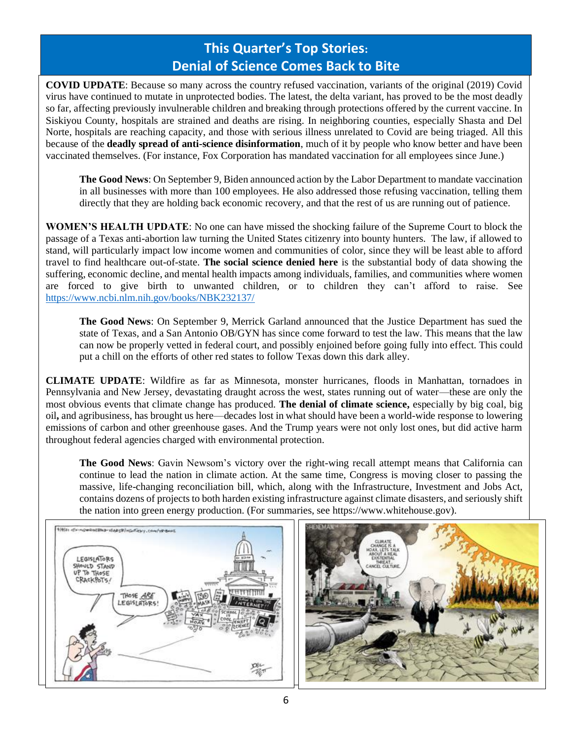## This Quarter's Top Stories: Denial of Science Comes Back to Bite

**COVID UPDATE**: Because so many across the country refused vaccination, variants of the original (2019) Covid virus have continued to mutate in unprotected bodies. The latest, the delta variant, has proved to be the most deadly so far, affecting previously invulnerable children and breaking through protections offered by the current vaccine. In Siskiyou County, hospitals are strained and deaths are rising. In neighboring counties, especially Shasta and Del Norte, hospitals are reaching capacity, and those with serious illness unrelated to Covid are being triaged. All this because of the **deadly spread of anti-science disinformation**, much of it by people who know better and have been vaccinated themselves. (For instance, Fox Corporation has mandated vaccination for all employees since June.)

> **The Good News**: On September 9, Biden announced action by the Labor Department to mandate vaccination in all businesses with more than 100 employees. He also addressed those refusing vaccination, telling them directly that they are holding back economic recovery, and that the rest of us are running out of patience.

**WOMEN'S HEALTH UPDATE**: No one can have missed the shocking failure of the Supreme Court to block the passage of a Texas anti-abortion law turning the United States citizenry into bounty hunters. The law, if allowed to stand, will particularly impact low income women and communities of color, since they will be least able to afford travel to find healthcare out-of-state. **The social science denied here** is the substantial body of data showing the suffering, economic decline, and mental health impacts among individuals, families, and communities where women are forced to give birth to unwanted children, or to children they can't afford to raise. See https://www.ncbi.nlm.nih.gov/books/NBK232137/

> **The Good News**: On September 9, Merrick Garland announced that the Justice Department has sued the state of Texas, and a San Antonio OB/GYN has since come forward to test the law. This means that the law can now be properly vetted in federal court, and possibly enjoined before going fully into effect. This could put a chill on the efforts of other red states to follow Texas down this dark alley.

**CLIMATE UPDATE**: Wildfire as far as Minnesota, monster hurricanes, floods in Manhattan, tornadoes in Pennsylvania and New Jersey, devastating draught across the west, states running out of water—these are only the most obvious events that climate change has produced. **The denial of climate science,** especially by big coal, big oil**,** and agribusiness, has brought us here—decades lost in what should have been a world-wide response to lowering emissions of carbon and other greenhouse gases. And the Trump years were not only lost ones, but did active harm throughout federal agencies charged with environmental protection.

> **The Good News**: Gavin Newsom's victory over the right-wing recall attempt means that California can continue to lead the nation in climate action. At the same time, Congress is moving closer to passing the massive, life-changing reconciliation bill, which, along with the Infrastructure, Investment and Jobs Act, contains dozens of projects to both harden existing infrastructure against climate disasters, and seriously shift the nation into green energy production. (For summaries, see https://www.whitehouse.gov).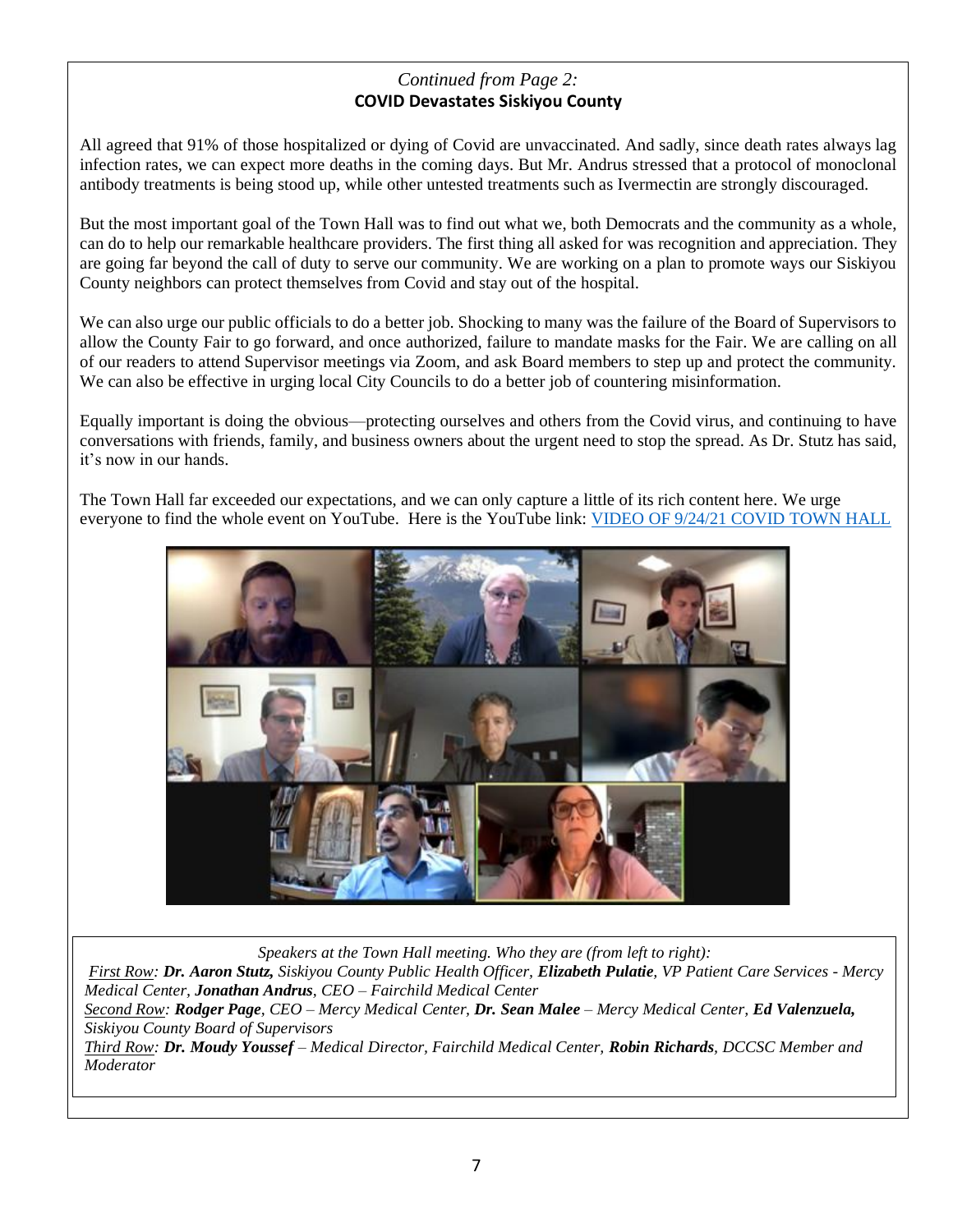*Continued from Page 2:*

**COVID Devastates Siskiyou County**

All agreed that 91% of those hospitalized or dying of Covid are unvaccinated. And sadly, since death rates always lag infection rates, we can expect more deaths in the coming days. But Mr. Andrus stressed that a protocol of monoclonal antibody treatments is being stood up, while other untested treatments such as Ivermectin are strongly discouraged.

But the most important goal of the Town Hall was to find out what we, both Democrats and the community as a whole, can do to help our remarkable healthcare providers. The first thing all asked for was recognition and appreciation. They are going far beyond the call of duty to serve our community. We are working on a plan to promote ways our Siskiyou County neighbors can protect themselves from Covid and stay out of the hospital.

We can also urge our public officials to do a better job. Shocking to many was the failure of the Board of Supervisors to allow the County Fair to go forward, and once authorized, failure to mandate masks for the Fair. We are calling on all of our readers to attend Supervisor meetings via Zoom, and ask Board members to step up and protect the community. We can also be effective in urging local City Councils to do a better job of countering misinformation.

Equally important is doing the obvious—protecting ourselves and others from the Covid virus, and continuing to have conversations with friends, family, and business owners about the urgent need to stop the spread. As Dr. Stutz has said, it's now in our hands.

The Town Hall far exceeded our expectations, and we can only capture a little of its rich content here. We urge everyone to find the whole event on YouTube. Here is the YouTube link: [VIDEO OF 9/24/21 COVID TOWN HALL]

*Speakers at the Town Hall meeting. Who they are (from left to right):*

*First Row: **Dr. Aaron Stutz,** Siskiyou County Public Health Officer, **Elizabeth Pulatie**, VP Patient Care Services - Mercy Medical Center, **Jonathan Andrus**, CEO – Fairchild Medical Center*

*Second Row: **Rodger Page**, CEO – Mercy Medical Center, **Dr. Sean Malee** – Mercy Medical Center, **Ed Valenzuela,** Siskiyou County Board of Supervisors*

*Third Row: **Dr. Moudy Youssef** – Medical Director, Fairchild Medical Center, **Robin Richards**, DCCSC Member and Moderator*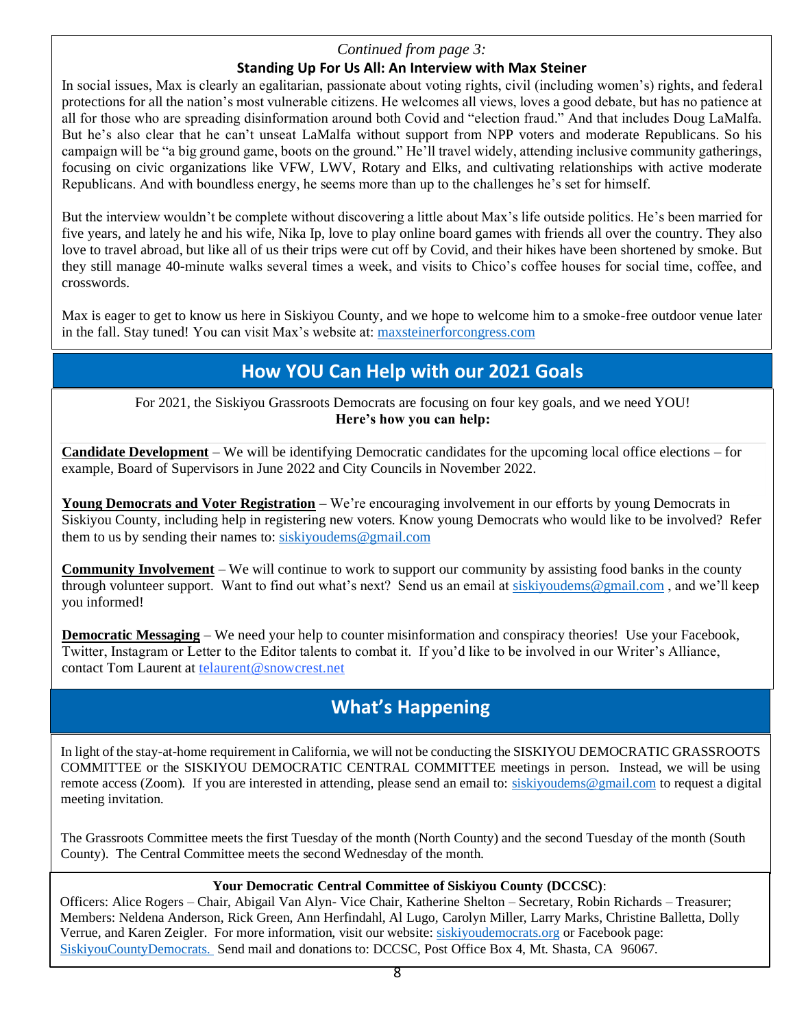*Continued from page 3:*

**Standing Up For Us All: An Interview with Max Steiner**

In social issues, Max is clearly an egalitarian, passionate about voting rights, civil (including women's) rights, and federal protections for all the nation's most vulnerable citizens. He welcomes all views, loves a good debate, but has no patience at all for those who are spreading disinformation around both Covid and "election fraud." And that includes Doug LaMalfa. But he's also clear that he can't unseat LaMalfa without support from NPP voters and moderate Republicans. So his campaign will be "a big ground game, boots on the ground." He'll travel widely, attending inclusive community gatherings, focusing on civic organizations like VFW, LWV, Rotary and Elks, and cultivating relationships with active moderate Republicans. And with boundless energy, he seems more than up to the challenges he's set for himself.

But the interview wouldn't be complete without discovering a little about Max's life outside politics. He's been married for five years, and lately he and his wife, Nika Ip, love to play online board games with friends all over the country. They also love to travel abroad, but like all of us their trips were cut off by Covid, and their hikes have been shortened by smoke. But they still manage 40-minute walks several times a week, and visits to Chico's coffee houses for social time, coffee, and crosswords.

Max is eager to get to know us here in Siskiyou County, and we hope to welcome him to a smoke-free outdoor venue later in the fall. Stay tuned! You can visit Max's website at: maxsteinerforcongress.com

## How YOU Can Help with our 2021 Goals

For 2021, the Siskiyou Grassroots Democrats are focusing on four key goals, and we need YOU!
**Here's how you can help:**

**Candidate Development** – We will be identifying Democratic candidates for the upcoming local office elections – for example, Board of Supervisors in June 2022 and City Councils in November 2022.

**Young Democrats and Voter Registration –** We're encouraging involvement in our efforts by young Democrats in Siskiyou County, including help in registering new voters. Know young Democrats who would like to be involved? Refer them to us by sending their names to: siskiyoudems@gmail.com

**Community Involvement** – We will continue to work to support our community by assisting food banks in the county through volunteer support. Want to find out what's next? Send us an email at siskiyoudems@gmail.com , and we'll keep you informed!

**Democratic Messaging** – We need your help to counter misinformation and conspiracy theories! Use your Facebook, Twitter, Instagram or Letter to the Editor talents to combat it. If you'd like to be involved in our Writer's Alliance, contact Tom Laurent at telaurent@snowcrest.net

## What's Happening

In light of the stay-at-home requirement in California, we will not be conducting the SISKIYOU DEMOCRATIC GRASSROOTS COMMITTEE or the SISKIYOU DEMOCRATIC CENTRAL COMMITTEE meetings in person. Instead, we will be using remote access (Zoom). If you are interested in attending, please send an email to: siskiyoudems@gmail.com to request a digital meeting invitation.

The Grassroots Committee meets the first Tuesday of the month (North County) and the second Tuesday of the month (South County). The Central Committee meets the second Wednesday of the month.

**Your Democratic Central Committee of Siskiyou County (DCCSC)**:

Officers: Alice Rogers – Chair, Abigail Van Alyn- Vice Chair, Katherine Shelton – Secretary, Robin Richards – Treasurer; Members: Neldena Anderson, Rick Green, Ann Herfindahl, Al Lugo, Carolyn Miller, Larry Marks, Christine Balletta, Dolly Verrue, and Karen Zeigler. For more information, visit our website: siskiyoudemocrats.org or Facebook page: SiskiyouCountyDemocrats. Send mail and donations to: DCCSC, Post Office Box 4, Mt. Shasta, CA 96067.